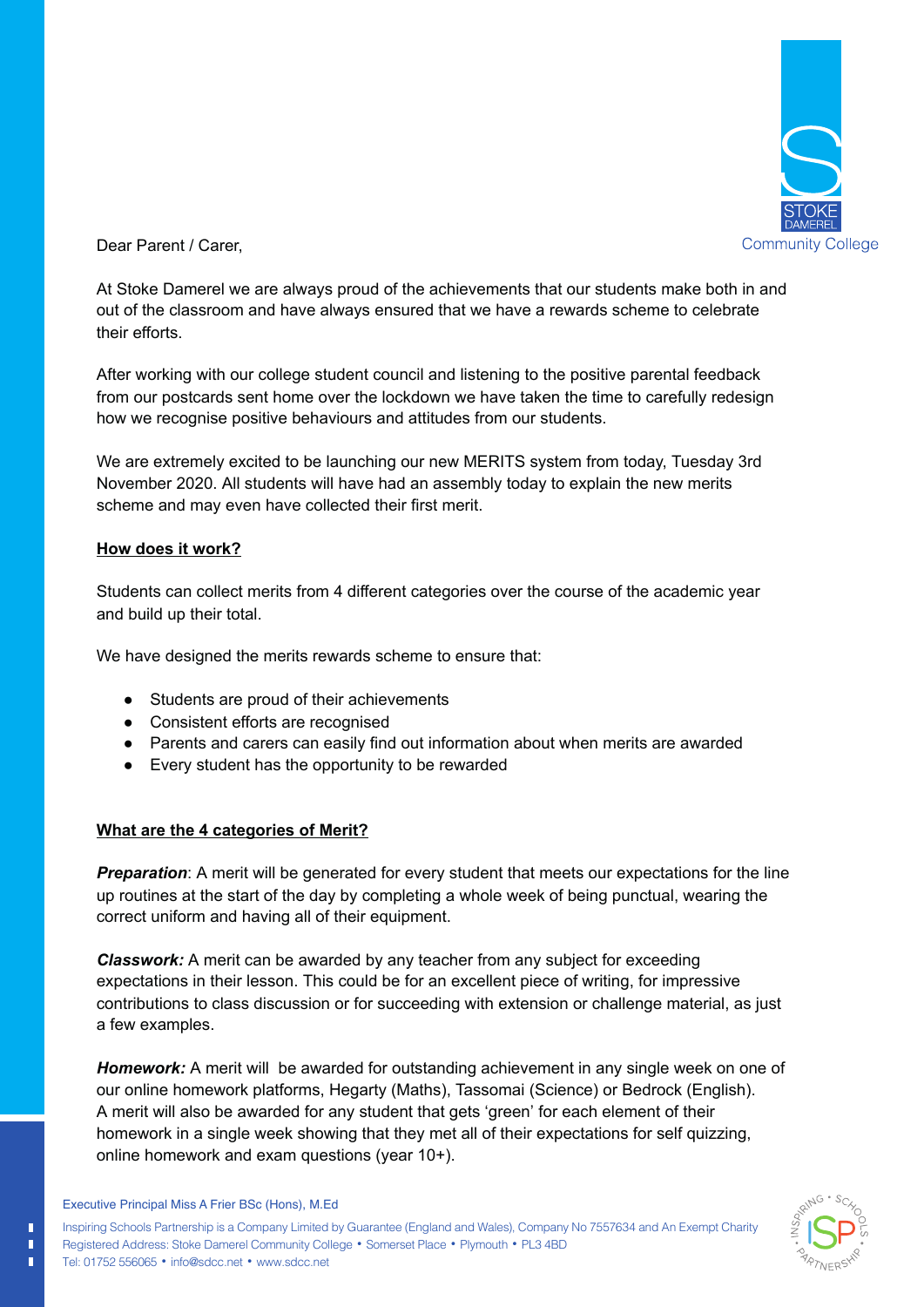Dear Parent / Carer,

At Stoke Damerel we are always proud of the achievements that our students make both in and out of the classroom and have always ensured that we have a rewards scheme to celebrate their efforts.

After working with our college student council and listening to the positive parental feedback from our postcards sent home over the lockdown we have taken the time to carefully redesign how we recognise positive behaviours and attitudes from our students.

We are extremely excited to be launching our new MERITS system from today, Tuesday 3rd November 2020. All students will have had an assembly today to explain the new merits scheme and may even have collected their first merit.

**How does it work?**

Students can collect merits from 4 different categories over the course of the academic year and build up their total.

We have designed the merits rewards scheme to ensure that:

- Students are proud of their achievements
- Consistent efforts are recognised
- Parents and carers can easily find out information about when merits are awarded
- Every student has the opportunity to be rewarded

**What are the 4 categories of Merit?**

***Preparation***: A merit will be generated for every student that meets our expectations for the line up routines at the start of the day by completing a whole week of being punctual, wearing the correct uniform and having all of their equipment.

***Classwork:*** A merit can be awarded by any teacher from any subject for exceeding expectations in their lesson. This could be for an excellent piece of writing, for impressive contributions to class discussion or for succeeding with extension or challenge material, as just a few examples.

***Homework:*** A merit will be awarded for outstanding achievement in any single week on one of our online homework platforms, Hegarty (Maths), Tassomai (Science) or Bedrock (English). A merit will also be awarded for any student that gets 'green' for each element of their homework in a single week showing that they met all of their expectations for self quizzing, online homework and exam questions (year 10+).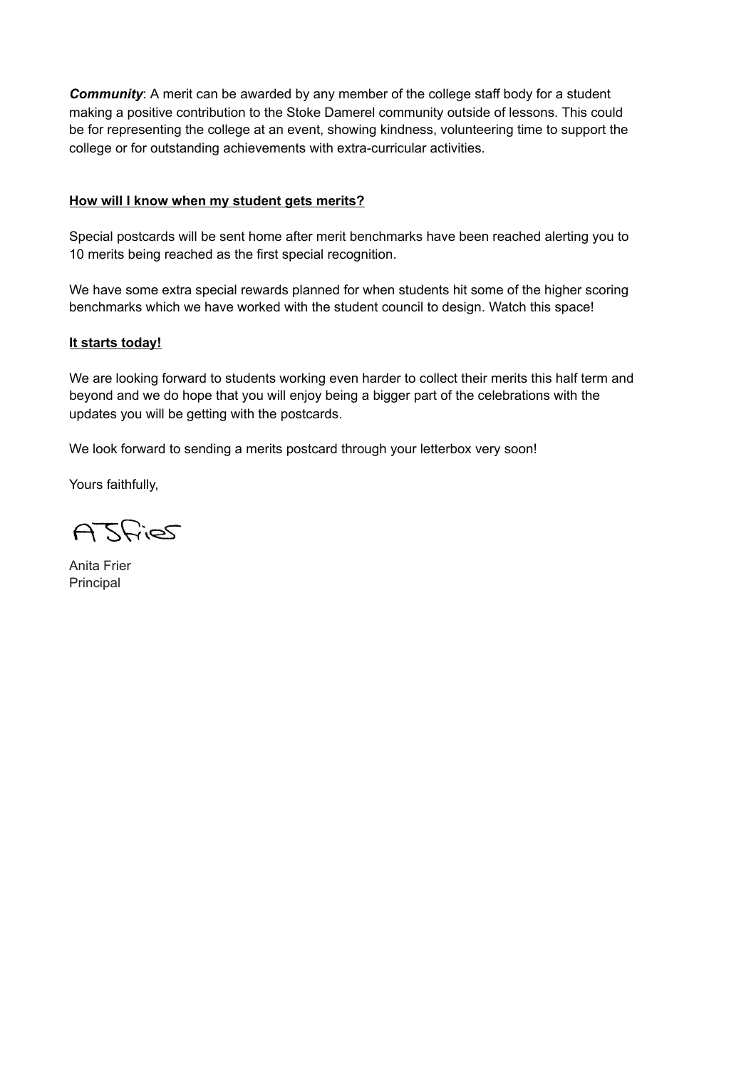***Community***: A merit can be awarded by any member of the college staff body for a student making a positive contribution to the Stoke Damerel community outside of lessons. This could be for representing the college at an event, showing kindness, volunteering time to support the college or for outstanding achievements with extra-curricular activities.

**How will I know when my student gets merits?**

Special postcards will be sent home after merit benchmarks have been reached alerting you to 10 merits being reached as the first special recognition.

We have some extra special rewards planned for when students hit some of the higher scoring benchmarks which we have worked with the student council to design. Watch this space!

**It starts today!**

We are looking forward to students working even harder to collect their merits this half term and beyond and we do hope that you will enjoy being a bigger part of the celebrations with the updates you will be getting with the postcards.

We look forward to sending a merits postcard through your letterbox very soon!

Yours faithfully,

A J Frier

Anita Frier
Principal